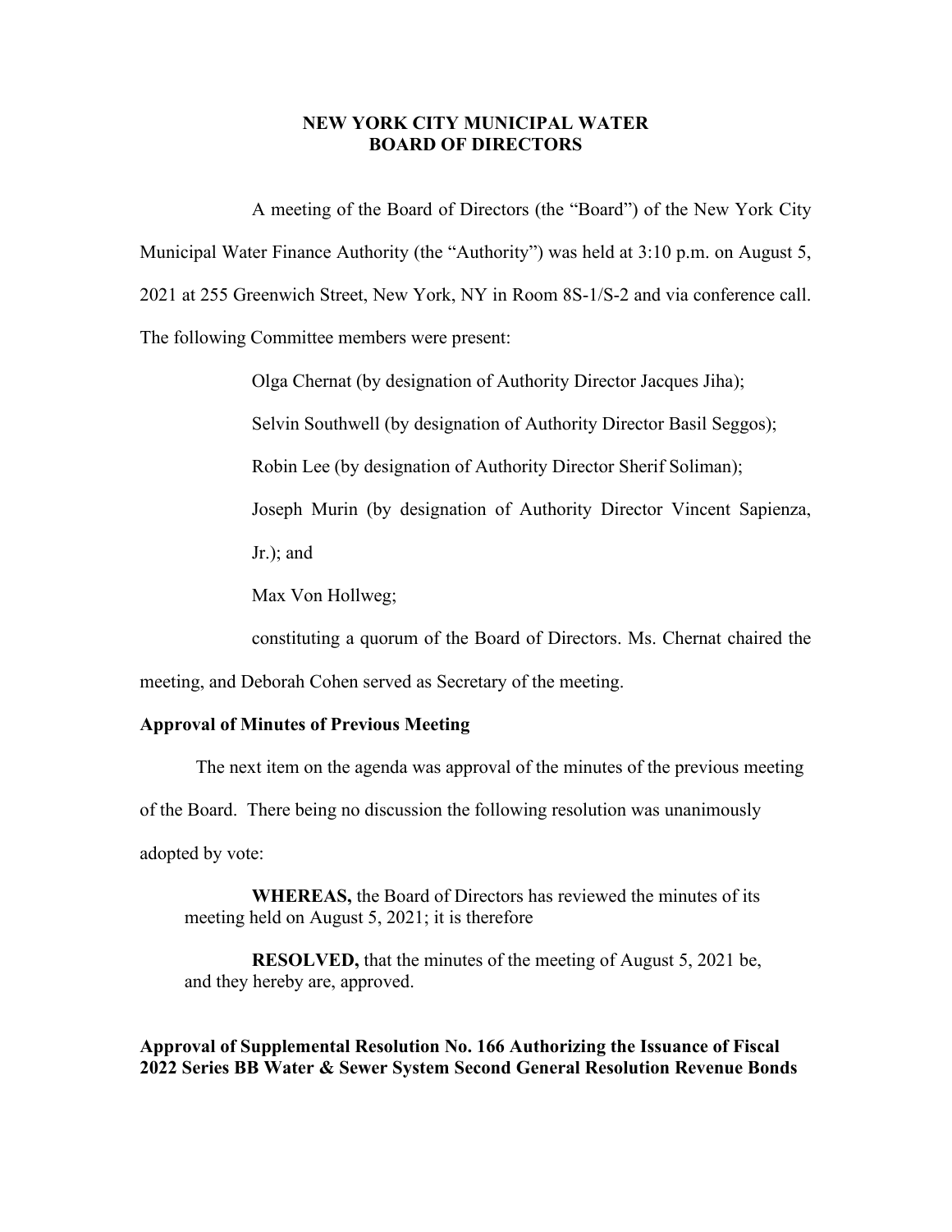# NEW YORK CITY MUNICIPAL WATER
# BOARD OF DIRECTORS

A meeting of the Board of Directors (the "Board") of the New York City Municipal Water Finance Authority (the "Authority") was held at 3:10 p.m. on August 5, 2021 at 255 Greenwich Street, New York, NY in Room 8S-1/S-2 and via conference call. The following Committee members were present:

Olga Chernat (by designation of Authority Director Jacques Jiha);

Selvin Southwell (by designation of Authority Director Basil Seggos);

Robin Lee (by designation of Authority Director Sherif Soliman);

Joseph Murin (by designation of Authority Director Vincent Sapienza, Jr.); and

Max Von Hollweg;

constituting a quorum of the Board of Directors. Ms. Chernat chaired the meeting, and Deborah Cohen served as Secretary of the meeting.

**Approval of Minutes of Previous Meeting**

The next item on the agenda was approval of the minutes of the previous meeting of the Board. There being no discussion the following resolution was unanimously adopted by vote:

> **WHEREAS,** the Board of Directors has reviewed the minutes of its meeting held on August 5, 2021; it is therefore
>
> **RESOLVED,** that the minutes of the meeting of August 5, 2021 be, and they hereby are, approved.

**Approval of Supplemental Resolution No. 166 Authorizing the Issuance of Fiscal 2022 Series BB Water & Sewer System Second General Resolution Revenue Bonds**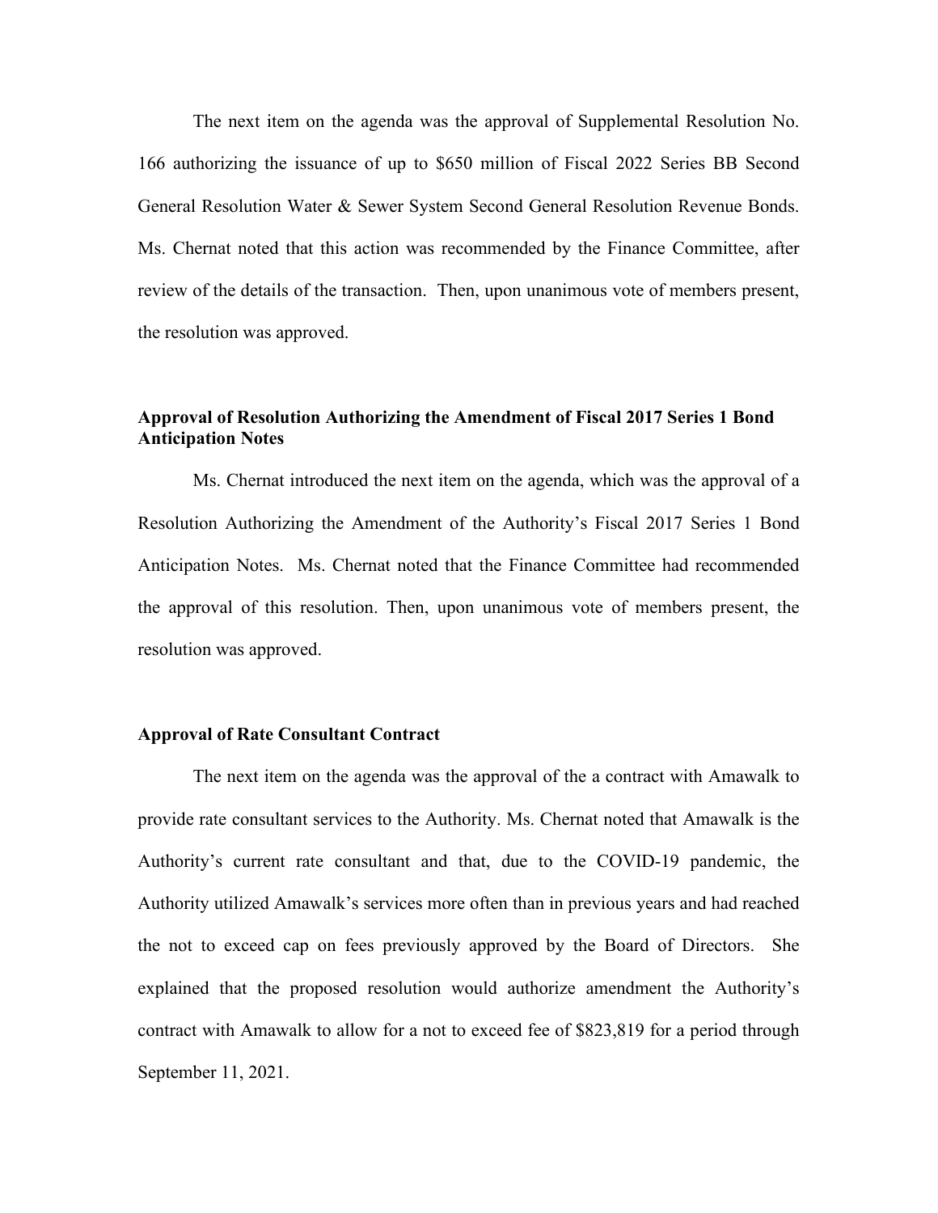The next item on the agenda was the approval of Supplemental Resolution No. 166 authorizing the issuance of up to $650 million of Fiscal 2022 Series BB Second General Resolution Water & Sewer System Second General Resolution Revenue Bonds. Ms. Chernat noted that this action was recommended by the Finance Committee, after review of the details of the transaction. Then, upon unanimous vote of members present, the resolution was approved.

**Approval of Resolution Authorizing the Amendment of Fiscal 2017 Series 1 Bond Anticipation Notes**

Ms. Chernat introduced the next item on the agenda, which was the approval of a Resolution Authorizing the Amendment of the Authority's Fiscal 2017 Series 1 Bond Anticipation Notes. Ms. Chernat noted that the Finance Committee had recommended the approval of this resolution. Then, upon unanimous vote of members present, the resolution was approved.

**Approval of Rate Consultant Contract**

The next item on the agenda was the approval of the a contract with Amawalk to provide rate consultant services to the Authority. Ms. Chernat noted that Amawalk is the Authority's current rate consultant and that, due to the COVID-19 pandemic, the Authority utilized Amawalk's services more often than in previous years and had reached the not to exceed cap on fees previously approved by the Board of Directors. She explained that the proposed resolution would authorize amendment the Authority's contract with Amawalk to allow for a not to exceed fee of $823,819 for a period through September 11, 2021.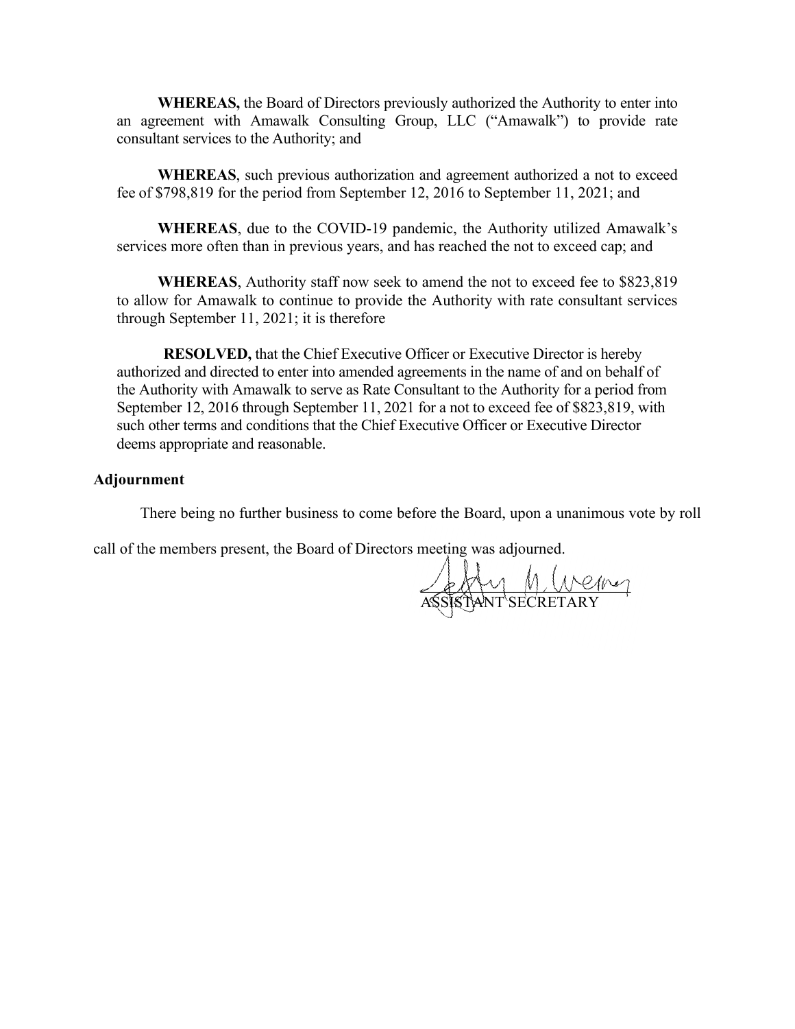**WHEREAS,** the Board of Directors previously authorized the Authority to enter into an agreement with Amawalk Consulting Group, LLC ("Amawalk") to provide rate consultant services to the Authority; and

**WHEREAS**, such previous authorization and agreement authorized a not to exceed fee of $798,819 for the period from September 12, 2016 to September 11, 2021; and

**WHEREAS**, due to the COVID-19 pandemic, the Authority utilized Amawalk's services more often than in previous years, and has reached the not to exceed cap; and

**WHEREAS**, Authority staff now seek to amend the not to exceed fee to $823,819 to allow for Amawalk to continue to provide the Authority with rate consultant services through September 11, 2021; it is therefore

**RESOLVED,** that the Chief Executive Officer or Executive Director is hereby authorized and directed to enter into amended agreements in the name of and on behalf of the Authority with Amawalk to serve as Rate Consultant to the Authority for a period from September 12, 2016 through September 11, 2021 for a not to exceed fee of $823,819, with such other terms and conditions that the Chief Executive Officer or Executive Director deems appropriate and reasonable.

**Adjournment**

There being no further business to come before the Board, upon a unanimous vote by roll call of the members present, the Board of Directors meeting was adjourned.

ASSISTANT SECRETARY